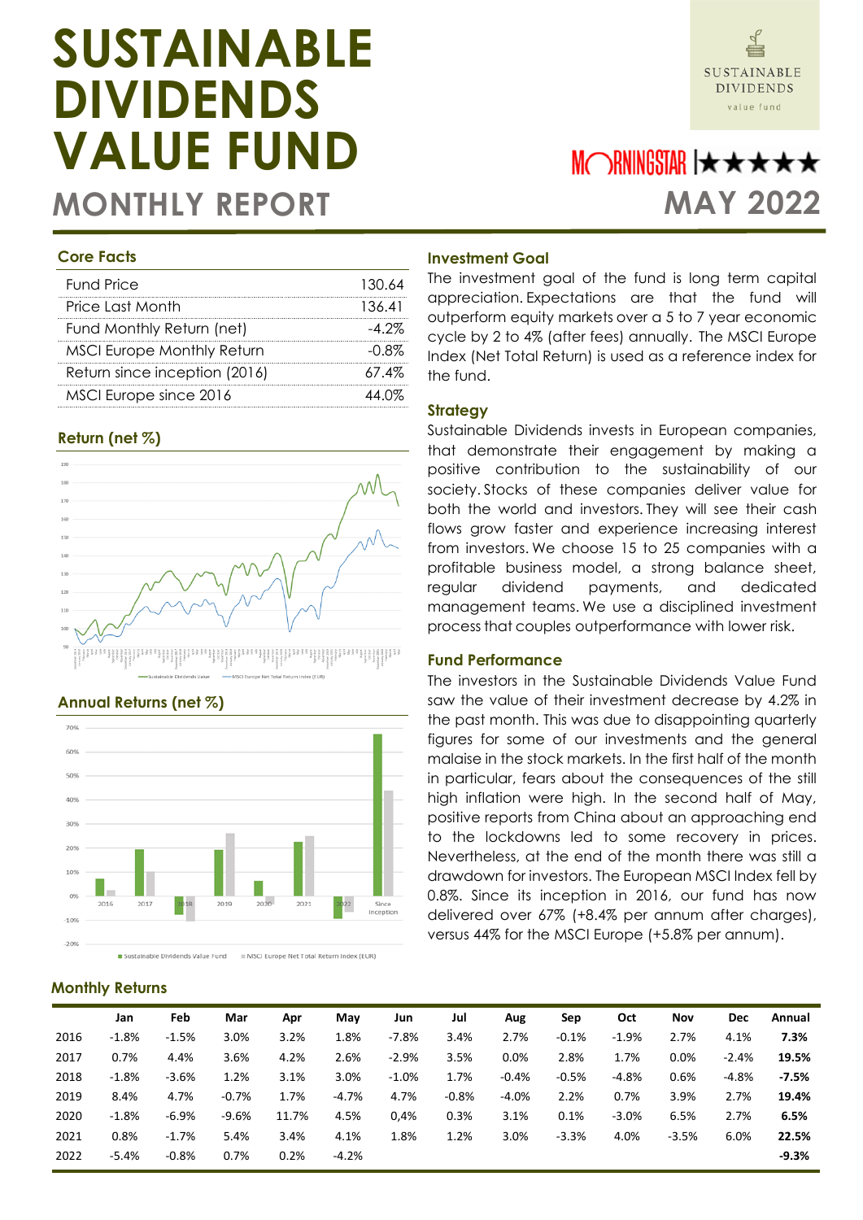# SUSTAINABLE DIVIDENDS VALUE FUND

## MONTHLY REPORT

SUSTAINABLE DIVIDENDS value fund

MORNINGSTAR ★★★★★

## MAY 2022

### Core Facts

| | |
|---|---|
| Fund Price | 130.64 |
| Price Last Month | 136.41 |
| Fund Monthly Return (net) | -4.2% |
| MSCI Europe Monthly Return | -0.8% |
| Return since inception (2016) | 67.4% |
| MSCI Europe since 2016 | 44.0% |

### Return (net %)

190
180
170
160
150
140
130
120
110
100
90

Sustainable Dividends Value — MSCI Europe Net Total Return Index (EUR)

### Annual Returns (net %)

70%
60%
50%
40%
30%
20%
10%
0%
-10%
-20%

2016 2017 2018 2019 2020 2021 2022 Since Inception

Sustainable Dividends Value Fund — MSCI Europe Net Total Return Index (EUR)

### Investment Goal

The investment goal of the fund is long term capital appreciation. Expectations are that the fund will outperform equity markets over a 5 to 7 year economic cycle by 2 to 4% (after fees) annually. The MSCI Europe Index (Net Total Return) is used as a reference index for the fund.

### Strategy

Sustainable Dividends invests in European companies, that demonstrate their engagement by making a positive contribution to the sustainability of our society. Stocks of these companies deliver value for both the world and investors. They will see their cash flows grow faster and experience increasing interest from investors. We choose 15 to 25 companies with a profitable business model, a strong balance sheet, regular dividend payments, and dedicated management teams. We use a disciplined investment process that couples outperformance with lower risk.

### Fund Performance

The investors in the Sustainable Dividends Value Fund saw the value of their investment decrease by 4.2% in the past month. This was due to disappointing quarterly figures for some of our investments and the general malaise in the stock markets. In the first half of the month in particular, fears about the consequences of the still high inflation were high. In the second half of May, positive reports from China about an approaching end to the lockdowns led to some recovery in prices. Nevertheless, at the end of the month there was still a drawdown for investors. The European MSCI Index fell by 0.8%. Since its inception in 2016, our fund has now delivered over 67% (+8.4% per annum after charges), versus 44% for the MSCI Europe (+5.8% per annum).

### Monthly Returns

| | Jan | Feb | Mar | Apr | May | Jun | Jul | Aug | Sep | Oct | Nov | Dec | Annual |
|---|---|---|---|---|---|---|---|---|---|---|---|---|---|
| 2016 | -1.8% | -1.5% | 3.0% | 3.2% | 1.8% | -7.8% | 3.4% | 2.7% | -0.1% | -1.9% | 2.7% | 4.1% | **7.3%** |
| 2017 | 0.7% | 4.4% | 3.6% | 4.2% | 2.6% | -2.9% | 3.5% | 0.0% | 2.8% | 1.7% | 0.0% | -2.4% | **19.5%** |
| 2018 | -1.8% | -3.6% | 1.2% | 3.1% | 3.0% | -1.0% | 1.7% | -0.4% | -0.5% | -4.8% | 0.6% | -4.8% | **-7.5%** |
| 2019 | 8.4% | 4.7% | -0.7% | 1.7% | -4.7% | 4.7% | -0.8% | -4.0% | 2.2% | 0.7% | 3.9% | 2.7% | **19.4%** |
| 2020 | -1.8% | -6.9% | -9.6% | 11.7% | 4.5% | 0,4% | 0.3% | 3.1% | 0.1% | -3.0% | 6.5% | 2.7% | **6.5%** |
| 2021 | 0.8% | -1.7% | 5.4% | 3.4% | 4.1% | 1.8% | 1.2% | 3.0% | -3.3% | 4.0% | -3.5% | 6.0% | **22.5%** |
| 2022 | -5.4% | -0.8% | 0.7% | 0.2% | -4.2% | | | | | | | | **-9.3%** |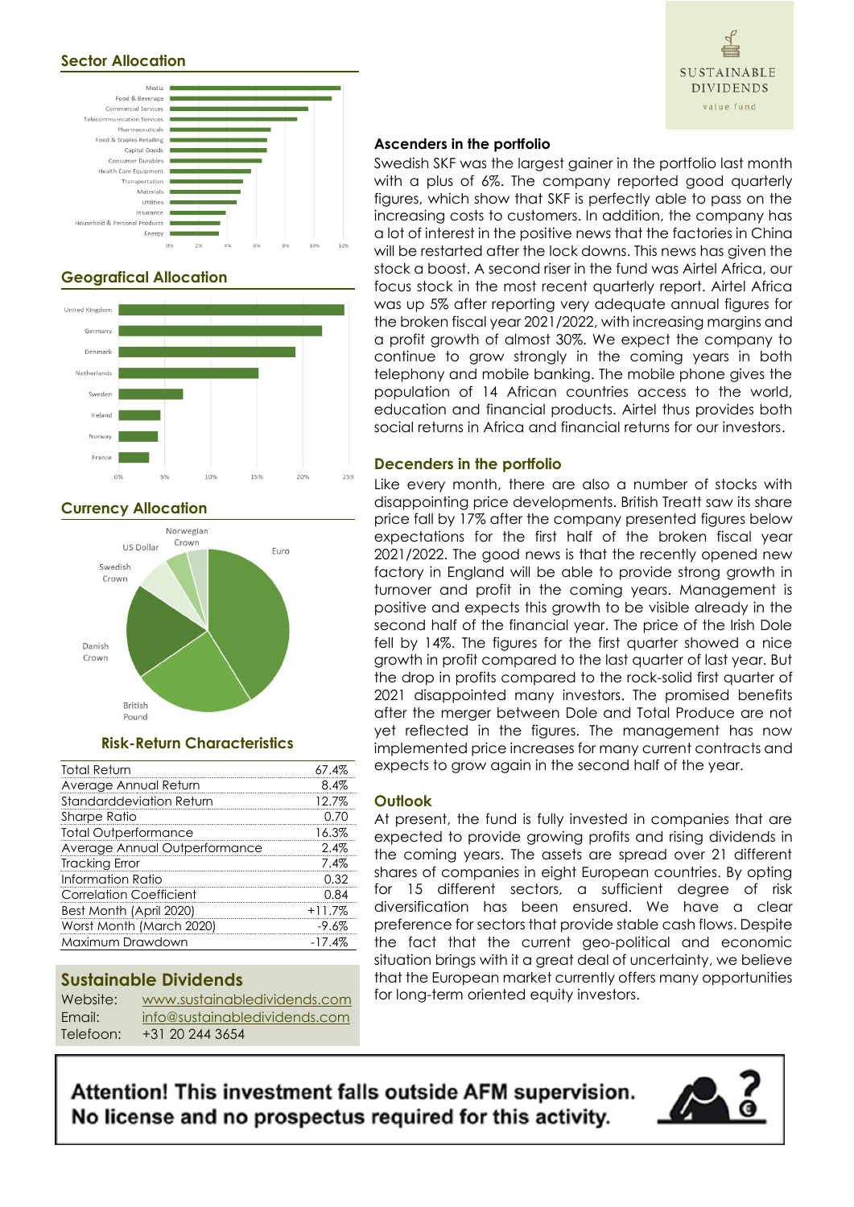## Sector Allocation

Media
Food & Beverage
Commercial Services
Telecommunication Services
Pharmaceuticals
Food & Staples Retailing
Capital Goods
Consumer Durables
Health Care Equipment
Transportation
Materials
Utilities
Insurance
Household & Personal Products
Energy

0% 2% 4% 6% 8% 10% 12%

## Geografical Allocation

United Kingdom
Germany
Denmark
Netherlands
Sweden
Ireland
Norway
France

0% 5% 10% 15% 20% 25%

## Currency Allocation

Norwegian Crown
US Dollar
Euro
Swedish Crown
Danish Crown
British Pound

### Risk-Return Characteristics

| | |
|---|---|
| Total Return | 67.4% |
| Average Annual Return | 8.4% |
| Standarddeviation Return | 12.7% |
| Sharpe Ratio | 0.70 |
| Total Outperformance | 16.3% |
| Average Annual Outperformance | 2.4% |
| Tracking Error | 7.4% |
| Information Ratio | 0.32 |
| Correlation Coefficient | 0.84 |
| Best Month (April 2020) | +11.7% |
| Worst Month (March 2020) | -9.6% |
| Maximum Drawdown | -17.4% |

## Sustainable Dividends

Website: www.sustainabledividends.com
Email: info@sustainabledividends.com
Telefoon: +31 20 244 3654

### Ascenders in the portfolio

Swedish SKF was the largest gainer in the portfolio last month with a plus of 6%. The company reported good quarterly figures, which show that SKF is perfectly able to pass on the increasing costs to customers. In addition, the company has a lot of interest in the positive news that the factories in China will be restarted after the lock downs. This news has given the stock a boost. A second riser in the fund was Airtel Africa, our focus stock in the most recent quarterly report. Airtel Africa was up 5% after reporting very adequate annual figures for the broken fiscal year 2021/2022, with increasing margins and a profit growth of almost 30%. We expect the company to continue to grow strongly in the coming years in both telephony and mobile banking. The mobile phone gives the population of 14 African countries access to the world, education and financial products. Airtel thus provides both social returns in Africa and financial returns for our investors.

### Decenders in the portfolio

Like every month, there are also a number of stocks with disappointing price developments. British Treatt saw its share price fall by 17% after the company presented figures below expectations for the first half of the broken fiscal year 2021/2022. The good news is that the recently opened new factory in England will be able to provide strong growth in turnover and profit in the coming years. Management is positive and expects this growth to be visible already in the second half of the financial year. The price of the Irish Dole fell by 14%. The figures for the first quarter showed a nice growth in profit compared to the last quarter of last year. But the drop in profits compared to the rock-solid first quarter of 2021 disappointed many investors. The promised benefits after the merger between Dole and Total Produce are not yet reflected in the figures. The management has now implemented price increases for many current contracts and expects to grow again in the second half of the year.

### Outlook

At present, the fund is fully invested in companies that are expected to provide growing profits and rising dividends in the coming years. The assets are spread over 21 different shares of companies in eight European countries. By opting for 15 different sectors, a sufficient degree of risk diversification has been ensured. We have a clear preference for sectors that provide stable cash flows. Despite the fact that the current geo-political and economic situation brings with it a great deal of uncertainty, we believe that the European market currently offers many opportunities for long-term oriented equity investors.

**Attention! This investment falls outside AFM supervision.**
**No license and no prospectus required for this activity.**